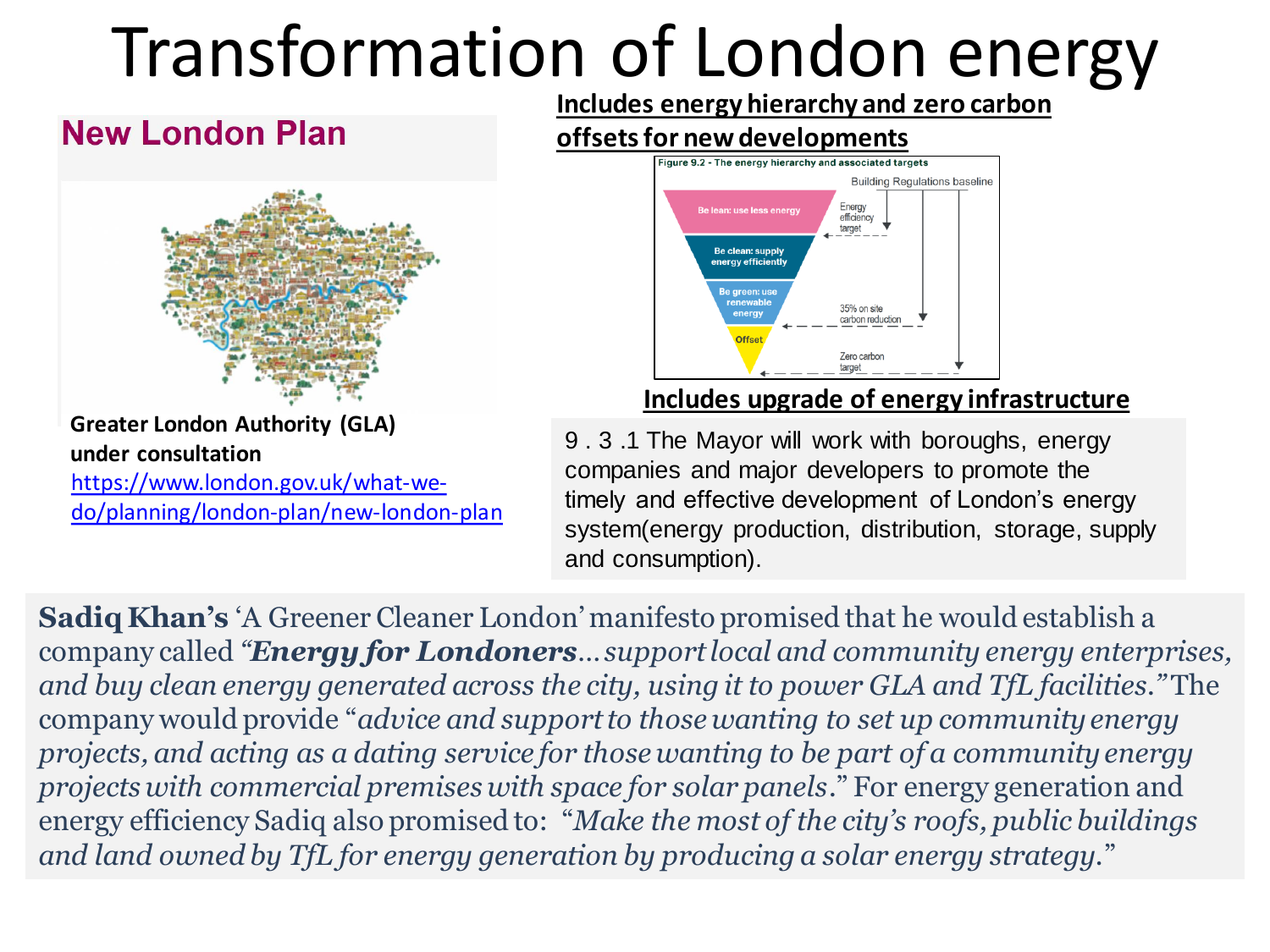# Transformation of London energy

## New London Plan

**Greater London Authority (GLA) under consultation**
https://www.london.gov.uk/what-we-do/planning/london-plan/new-london-plan

**Includes energy hierarchy and zero carbon offsets for new developments**

Figure 9.2 - The energy hierarchy and associated targets

Building Regulations baseline

- Be lean: use less energy — Energy efficiency target
- Be clean: supply energy efficiently
- Be green: use renewable energy — 35% on site carbon reduction
- Offset — Zero carbon target

**Includes upgrade of energy infrastructure**

9 . 3 .1 The Mayor will work with boroughs, energy companies and major developers to promote the timely and effective development of London's energy system(energy production, distribution, storage, supply and consumption).

**Sadiq Khan's** 'A Greener Cleaner London' manifesto promised that he would establish a company called *"**Energy for Londoners**... support local and community energy enterprises, and buy clean energy generated across the city, using it to power GLA and TfL facilities."* The company would provide "*advice and support to those wanting to set up community energy projects, and acting as a dating service for those wanting to be part of a community energy projects with commercial premises with space for solar panels*." For energy generation and energy efficiency Sadiq also promised to: "*Make the most of the city's roofs, public buildings and land owned by TfL for energy generation by producing a solar energy strategy.*"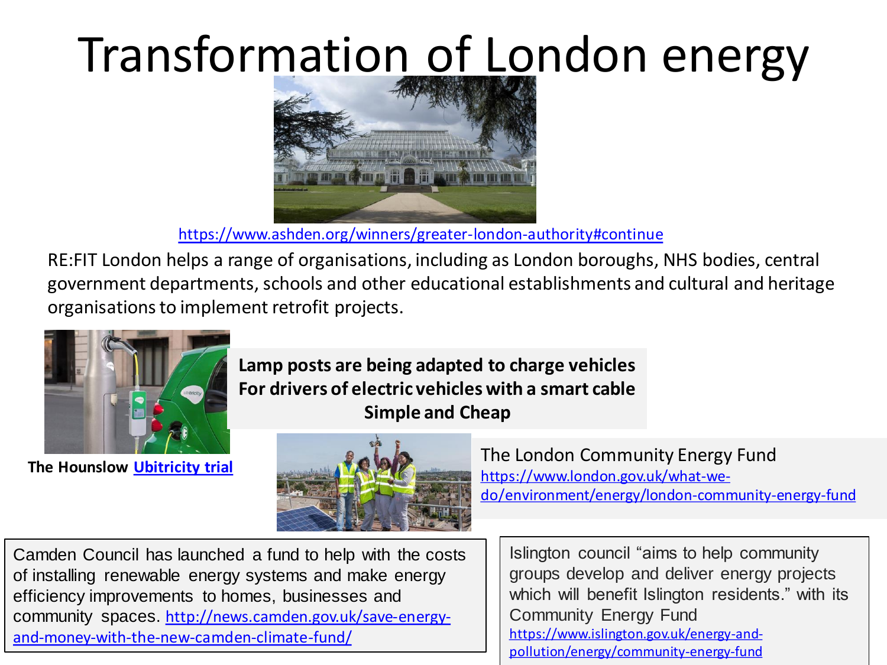# Transformation of London energy

https://www.ashden.org/winners/greater-london-authority#continue

RE:FIT London helps a range of organisations, including as London boroughs, NHS bodies, central government departments, schools and other educational establishments and cultural and heritage organisations to implement retrofit projects.

**Lamp posts are being adapted to charge vehicles**
**For drivers of electric vehicles with a smart cable**
**Simple and Cheap**

**The Hounslow Ubiticity trial**

The London Community Energy Fund
https://www.london.gov.uk/what-we-do/environment/energy/london-community-energy-fund

Camden Council has launched a fund to help with the costs of installing renewable energy systems and make energy efficiency improvements to homes, businesses and community spaces. http://news.camden.gov.uk/save-energy-and-money-with-the-new-camden-climate-fund/

Islington council "aims to help community groups develop and deliver energy projects which will benefit Islington residents." with its Community Energy Fund
https://www.islington.gov.uk/energy-and-pollution/energy/community-energy-fund